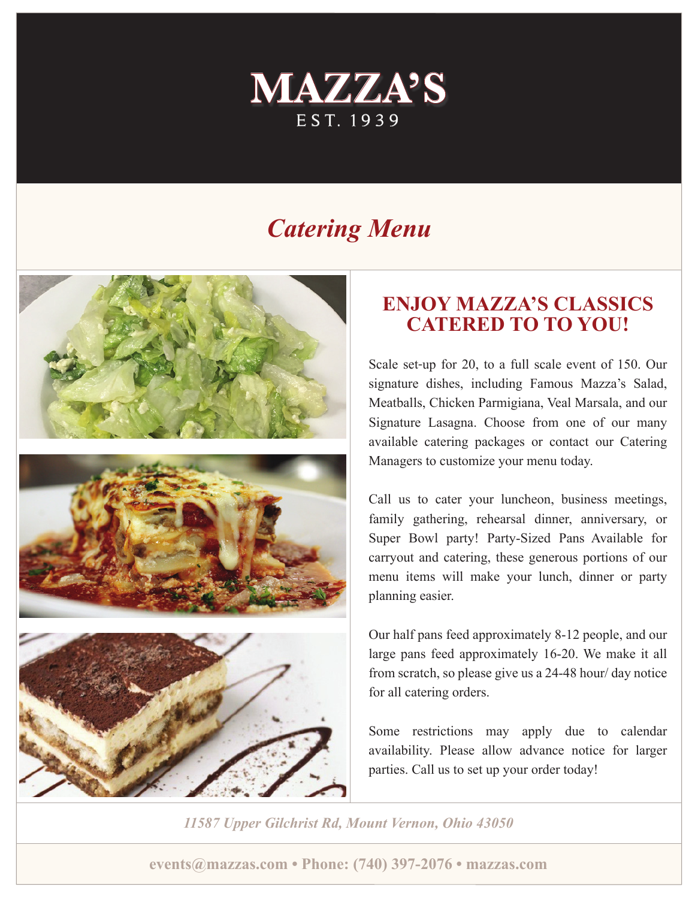# MAZZA'S

EST. 1939

## *Catering Menu*

## ENJOY MAZZA'S CLASSICS CATERED TO TO YOU!

Scale set-up for 20, to a full scale event of 150. Our signature dishes, including Famous Mazza's Salad, Meatballs, Chicken Parmigiana, Veal Marsala, and our Signature Lasagna. Choose from one of our many available catering packages or contact our Catering Managers to customize your menu today.

Call us to cater your luncheon, business meetings, family gathering, rehearsal dinner, anniversary, or Super Bowl party! Party-Sized Pans Available for carryout and catering, these generous portions of our menu items will make your lunch, dinner or party planning easier.

Our half pans feed approximately 8-12 people, and our large pans feed approximately 16-20. We make it all from scratch, so please give us a 24-48 hour/ day notice for all catering orders.

Some restrictions may apply due to calendar availability. Please allow advance notice for larger parties. Call us to set up your order today!

*11587 Upper Gilchrist Rd, Mount Vernon, Ohio 43050*

**events@mazzas.com • Phone: (740) 397-2076 • mazzas.com**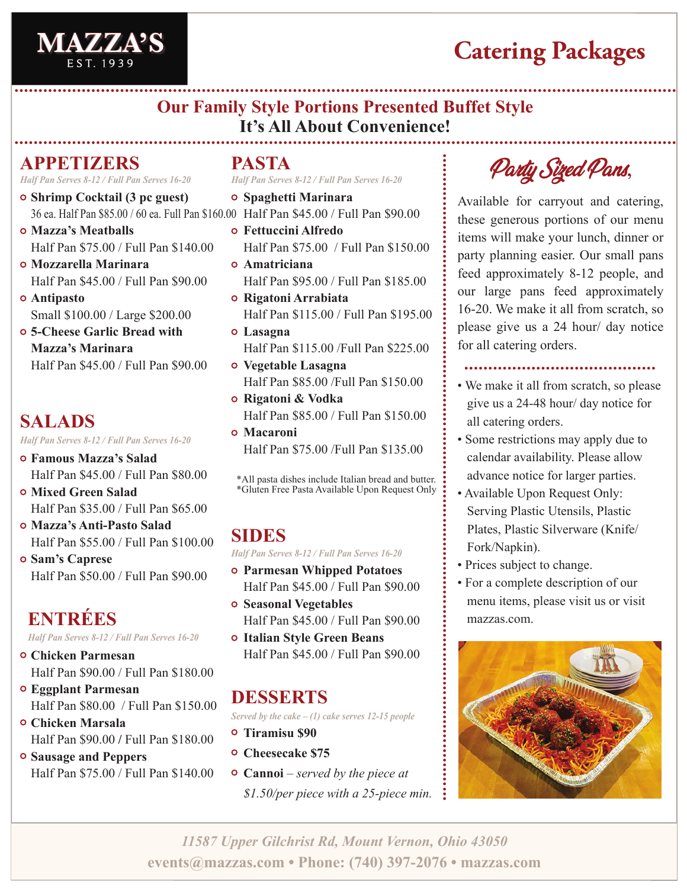# MAZZA'S

EST. 1939

# Catering Packages

## Our Family Style Portions Presented Buffet Style

**It's All About Convenience!**

## APPETIZERS

*Half Pan Serves 8-12 / Full Pan Serves 16-20*

- **Shrimp Cocktail (3 pc guest)**
  36 ea. Half Pan $85.00 / 60 ea. Full Pan $160.00
- **Mazza's Meatballs**
  Half Pan $75.00 / Full Pan $140.00
- **Mozzarella Marinara**
  Half Pan $45.00 / Full Pan $90.00
- **Antipasto**
  Small $100.00 / Large $200.00
- **5-Cheese Garlic Bread with Mazza's Marinara**
  Half Pan $45.00 / Full Pan $90.00

## SALADS

*Half Pan Serves 8-12 / Full Pan Serves 16-20*

- **Famous Mazza's Salad**
  Half Pan $45.00 / Full Pan $80.00
- **Mixed Green Salad**
  Half Pan $35.00 / Full Pan $65.00
- **Mazza's Anti-Pasto Salad**
  Half Pan $55.00 / Full Pan $100.00
- **Sam's Caprese**
  Half Pan $50.00 / Full Pan $90.00

## ENTRÉES

*Half Pan Serves 8-12 / Full Pan Serves 16-20*

- **Chicken Parmesan**
  Half Pan $90.00 / Full Pan $180.00
- **Eggplant Parmesan**
  Half Pan $80.00 / Full Pan $150.00
- **Chicken Marsala**
  Half Pan $90.00 / Full Pan $180.00
- **Sausage and Peppers**
  Half Pan $75.00 / Full Pan $140.00

## PASTA

*Half Pan Serves 8-12 / Full Pan Serves 16-20*

- **Spaghetti Marinara**
  Half Pan $45.00 / Full Pan $90.00
- **Fettuccini Alfredo**
  Half Pan $75.00 / Full Pan $150.00
- **Amatriciana**
  Half Pan $95.00 / Full Pan $185.00
- **Rigatoni Arrabiata**
  Half Pan $115.00 / Full Pan $195.00
- **Lasagna**
  Half Pan $115.00 /Full Pan $225.00
- **Vegetable Lasagna**
  Half Pan $85.00 /Full Pan $150.00
- **Rigatoni & Vodka**
  Half Pan $85.00 / Full Pan $150.00
- **Macaroni**
  Half Pan $75.00 /Full Pan $135.00

*All pasta dishes include Italian bread and butter.
*Gluten Free Pasta Available Upon Request Only

## SIDES

*Half Pan Serves 8-12 / Full Pan Serves 16-20*

- **Parmesan Whipped Potatoes**
  Half Pan $45.00 / Full Pan $90.00
- **Seasonal Vegetables**
  Half Pan $45.00 / Full Pan $90.00
- **Italian Style Green Beans**
  Half Pan $45.00 / Full Pan $90.00

## DESSERTS

*Served by the cake – (1) cake serves 12-15 people*

- **Tiramisu $90**
- **Cheesecake $75**
- **Cannoi** – *served by the piece at $1.50/per piece with a 25-piece min.*

## Party Sized Pans,

Available for carryout and catering, these generous portions of our menu items will make your lunch, dinner or party planning easier. Our small pans feed approximately 8-12 people, and our large pans feed approximately 16-20. We make it all from scratch, so please give us a 24 hour/ day notice for all catering orders.

- We make it all from scratch, so please give us a 24-48 hour/ day notice for all catering orders.
- Some restrictions may apply due to calendar availability. Please allow advance notice for larger parties.
- Available Upon Request Only: Serving Plastic Utensils, Plastic Plates, Plastic Silverware (Knife/ Fork/Napkin).
- Prices subject to change.
- For a complete description of our menu items, please visit us or visit mazzas.com.

*11587 Upper Gilchrist Rd, Mount Vernon, Ohio 43050*

**events@mazzas.com • Phone: (740) 397-2076 • mazzas.com**